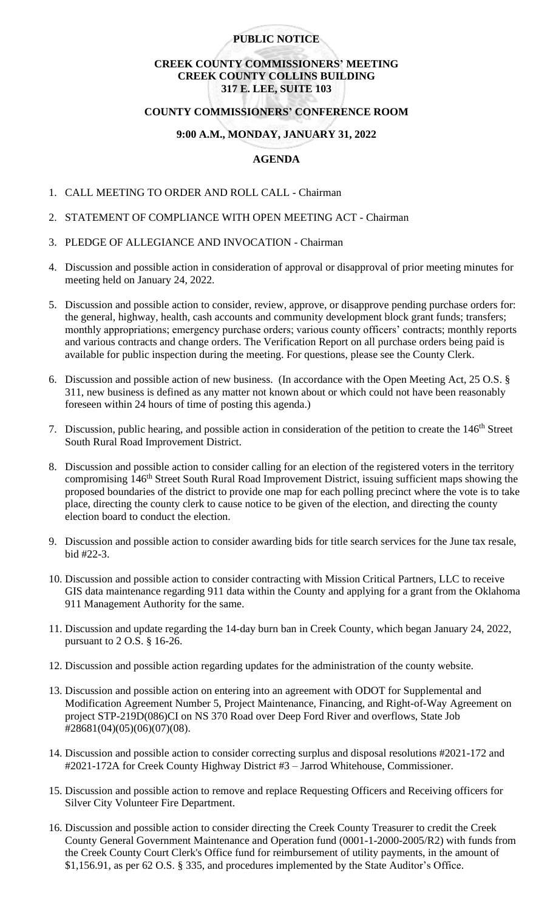**PUBLIC NOTICE**

**CREEK COUNTY COMMISSIONERS' MEETING**
**CREEK COUNTY COLLINS BUILDING**
**317 E. LEE, SUITE 103**

**COUNTY COMMISSIONERS' CONFERENCE ROOM**

**9:00 A.M., MONDAY, JANUARY 31, 2022**

**AGENDA**

1. CALL MEETING TO ORDER AND ROLL CALL - Chairman
2. STATEMENT OF COMPLIANCE WITH OPEN MEETING ACT - Chairman
3. PLEDGE OF ALLEGIANCE AND INVOCATION - Chairman
4. Discussion and possible action in consideration of approval or disapproval of prior meeting minutes for meeting held on January 24, 2022.
5. Discussion and possible action to consider, review, approve, or disapprove pending purchase orders for: the general, highway, health, cash accounts and community development block grant funds; transfers; monthly appropriations; emergency purchase orders; various county officers' contracts; monthly reports and various contracts and change orders. The Verification Report on all purchase orders being paid is available for public inspection during the meeting. For questions, please see the County Clerk.
6. Discussion and possible action of new business. (In accordance with the Open Meeting Act, 25 O.S. § 311, new business is defined as any matter not known about or which could not have been reasonably foreseen within 24 hours of time of posting this agenda.)
7. Discussion, public hearing, and possible action in consideration of the petition to create the 146th Street South Rural Road Improvement District.
8. Discussion and possible action to consider calling for an election of the registered voters in the territory compromising 146th Street South Rural Road Improvement District, issuing sufficient maps showing the proposed boundaries of the district to provide one map for each polling precinct where the vote is to take place, directing the county clerk to cause notice to be given of the election, and directing the county election board to conduct the election.
9. Discussion and possible action to consider awarding bids for title search services for the June tax resale, bid #22-3.
10. Discussion and possible action to consider contracting with Mission Critical Partners, LLC to receive GIS data maintenance regarding 911 data within the County and applying for a grant from the Oklahoma 911 Management Authority for the same.
11. Discussion and update regarding the 14-day burn ban in Creek County, which began January 24, 2022, pursuant to 2 O.S. § 16-26.
12. Discussion and possible action regarding updates for the administration of the county website.
13. Discussion and possible action on entering into an agreement with ODOT for Supplemental and Modification Agreement Number 5, Project Maintenance, Financing, and Right-of-Way Agreement on project STP-219D(086)CI on NS 370 Road over Deep Ford River and overflows, State Job #28681(04)(05)(06)(07)(08).
14. Discussion and possible action to consider correcting surplus and disposal resolutions #2021-172 and #2021-172A for Creek County Highway District #3 – Jarrod Whitehouse, Commissioner.
15. Discussion and possible action to remove and replace Requesting Officers and Receiving officers for Silver City Volunteer Fire Department.
16. Discussion and possible action to consider directing the Creek County Treasurer to credit the Creek County General Government Maintenance and Operation fund (0001-1-2000-2005/R2) with funds from the Creek County Court Clerk's Office fund for reimbursement of utility payments, in the amount of $1,156.91, as per 62 O.S. § 335, and procedures implemented by the State Auditor's Office.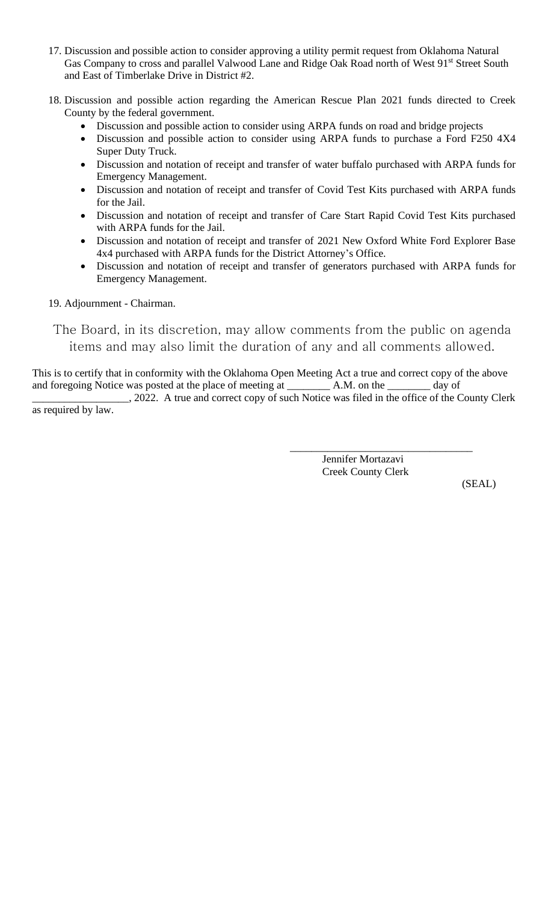17. Discussion and possible action to consider approving a utility permit request from Oklahoma Natural Gas Company to cross and parallel Valwood Lane and Ridge Oak Road north of West 91st Street South and East of Timberlake Drive in District #2.

18. Discussion and possible action regarding the American Rescue Plan 2021 funds directed to Creek County by the federal government.
    - Discussion and possible action to consider using ARPA funds on road and bridge projects
    - Discussion and possible action to consider using ARPA funds to purchase a Ford F250 4X4 Super Duty Truck.
    - Discussion and notation of receipt and transfer of water buffalo purchased with ARPA funds for Emergency Management.
    - Discussion and notation of receipt and transfer of Covid Test Kits purchased with ARPA funds for the Jail.
    - Discussion and notation of receipt and transfer of Care Start Rapid Covid Test Kits purchased with ARPA funds for the Jail.
    - Discussion and notation of receipt and transfer of 2021 New Oxford White Ford Explorer Base 4x4 purchased with ARPA funds for the District Attorney's Office.
    - Discussion and notation of receipt and transfer of generators purchased with ARPA funds for Emergency Management.

19. Adjournment - Chairman.

The Board, in its discretion, may allow comments from the public on agenda items and may also limit the duration of any and all comments allowed.

This is to certify that in conformity with the Oklahoma Open Meeting Act a true and correct copy of the above and foregoing Notice was posted at the place of meeting at ________ A.M. on the ________ day of __________________, 2022. A true and correct copy of such Notice was filed in the office of the County Clerk as required by law.

__________________________________

Jennifer Mortazavi
Creek County Clerk

(SEAL)